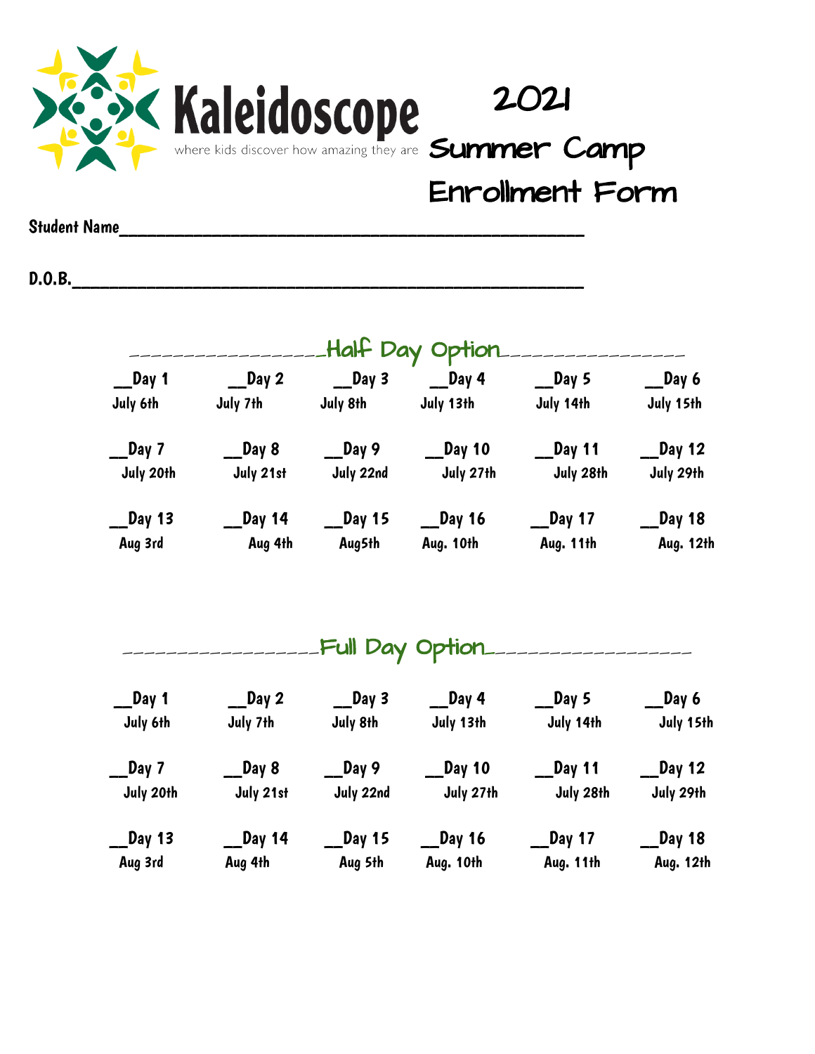# Kaleidoscope

where kids discover how amazing they are

# 2021 Summer Camp Enrollment Form

**Student Name**\_\_\_\_\_\_\_\_\_\_\_\_\_\_\_\_\_\_\_\_\_\_\_\_\_\_\_\_\_\_\_\_\_\_\_\_\_\_\_\_\_\_\_\_\_\_\_\_

**D.O.B.**\_\_\_\_\_\_\_\_\_\_\_\_\_\_\_\_\_\_\_\_\_\_\_\_\_\_\_\_\_\_\_\_\_\_\_\_\_\_\_\_\_\_\_\_\_\_\_\_\_\_\_\_

## Half Day Option

| | | | | | |
|---|---|---|---|---|---|
| __Day 1<br>July 6th | __Day 2<br>July 7th | __Day 3<br>July 8th | __Day 4<br>July 13th | __Day 5<br>July 14th | __Day 6<br>July 15th |
| __Day 7<br>July 20th | __Day 8<br>July 21st | __Day 9<br>July 22nd | __Day 10<br>July 27th | __Day 11<br>July 28th | __Day 12<br>July 29th |
| __Day 13<br>Aug 3rd | __Day 14<br>Aug 4th | __Day 15<br>Aug5th | __Day 16<br>Aug. 10th | __Day 17<br>Aug. 11th | __Day 18<br>Aug. 12th |

## Full Day Option

| | | | | | |
|---|---|---|---|---|---|
| __Day 1<br>July 6th | __Day 2<br>July 7th | __Day 3<br>July 8th | __Day 4<br>July 13th | __Day 5<br>July 14th | __Day 6<br>July 15th |
| __Day 7<br>July 20th | __Day 8<br>July 21st | __Day 9<br>July 22nd | __Day 10<br>July 27th | __Day 11<br>July 28th | __Day 12<br>July 29th |
| __Day 13<br>Aug 3rd | __Day 14<br>Aug 4th | __Day 15<br>Aug 5th | __Day 16<br>Aug. 10th | __Day 17<br>Aug. 11th | __Day 18<br>Aug. 12th |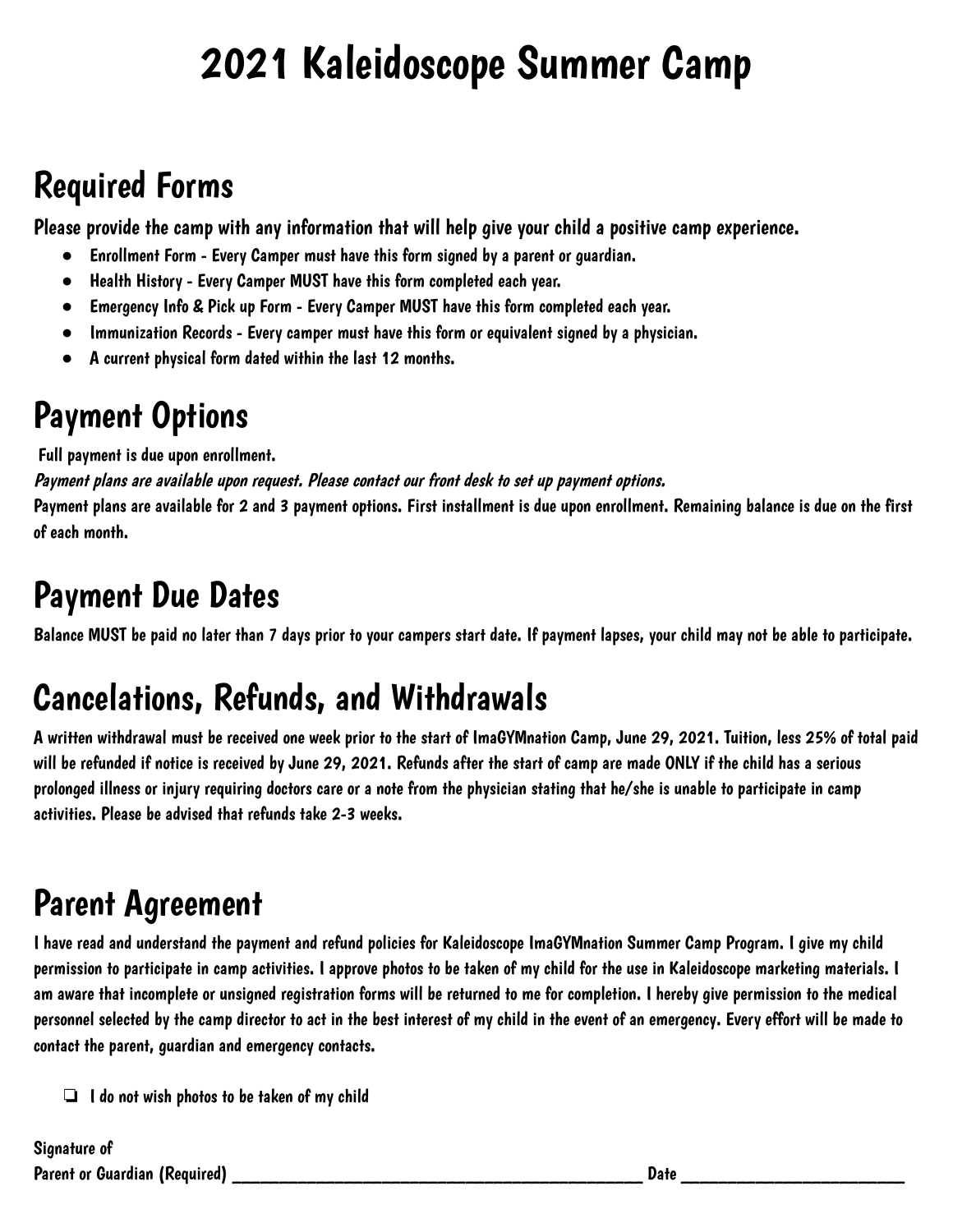# 2021 Kaleidoscope Summer Camp

## Required Forms

Please provide the camp with any information that will help give your child a positive camp experience.

- Enrollment Form - Every Camper must have this form signed by a parent or guardian.
- Health History - Every Camper MUST have this form completed each year.
- Emergency Info & Pick up Form - Every Camper MUST have this form completed each year.
- Immunization Records - Every camper must have this form or equivalent signed by a physician.
- A current physical form dated within the last 12 months.

## Payment Options

Full payment is due upon enrollment.

*Payment plans are available upon request. Please contact our front desk to set up payment options.*

Payment plans are available for 2 and 3 payment options. First installment is due upon enrollment. Remaining balance is due on the first of each month.

## Payment Due Dates

Balance MUST be paid no later than 7 days prior to your campers start date. If payment lapses, your child may not be able to participate.

## Cancelations, Refunds, and Withdrawals

A written withdrawal must be received one week prior to the start of ImaGYMnation Camp, June 29, 2021. Tuition, less 25% of total paid will be refunded if notice is received by June 29, 2021. Refunds after the start of camp are made ONLY if the child has a serious prolonged illness or injury requiring doctors care or a note from the physician stating that he/she is unable to participate in camp activities. Please be advised that refunds take 2-3 weeks.

## Parent Agreement

I have read and understand the payment and refund policies for Kaleidoscope ImaGYMnation Summer Camp Program. I give my child permission to participate in camp activities. I approve photos to be taken of my child for the use in Kaleidoscope marketing materials. I am aware that incomplete or unsigned registration forms will be returned to me for completion. I hereby give permission to the medical personnel selected by the camp director to act in the best interest of my child in the event of an emergency. Every effort will be made to contact the parent, guardian and emergency contacts.

- [ ] I do not wish photos to be taken of my child

Signature of
Parent or Guardian (Required) ______________________________________________ Date ________________________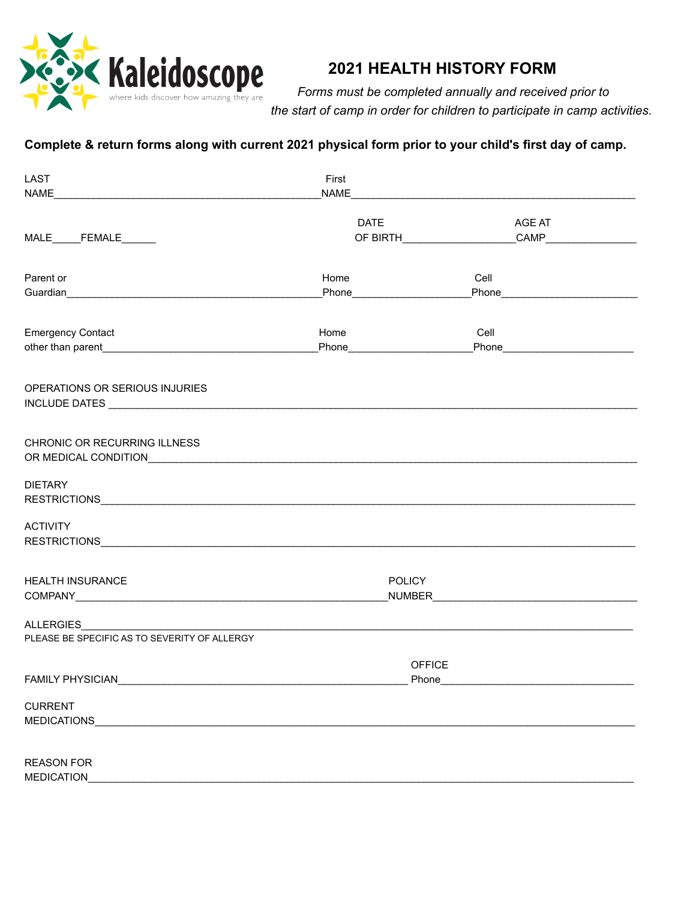Kaleidoscope
where kids discover how amazing they are

# 2021 HEALTH HISTORY FORM

*Forms must be completed annually and received prior to the start of camp in order for children to participate in camp activities.*

**Complete & return forms along with current 2021 physical form prior to your child's first day of camp.**

LAST NAME_____________________________________________ First NAME_______________________________________________

MALE_____FEMALE______ DATE OF BIRTH__________________ AGE AT CAMP_______________

Parent or Guardian___________________________________________ Home Phone____________________ Cell Phone_______________________

Emergency Contact other than parent____________________________________ Home Phone_____________________ Cell Phone______________________

OPERATIONS OR SERIOUS INJURIES INCLUDE DATES ________________________________________________________________________________

CHRONIC OR RECURRING ILLNESS OR MEDICAL CONDITION_____________________________________________________________________

DIETARY RESTRICTIONS_____________________________________________________________________________________

ACTIVITY RESTRICTIONS_____________________________________________________________________________________

HEALTH INSURANCE COMPANY_____________________________________________________ POLICY NUMBER___________________________________

ALLERGIES_______________________________________________________________________________________________
PLEASE BE SPECIFIC AS TO SEVERITY OF ALLERGY

FAMILY PHYSICIAN_________________________________________________ OFFICE Phone_________________________________

CURRENT MEDICATIONS_____________________________________________________________________________________

REASON FOR MEDICATION______________________________________________________________________________________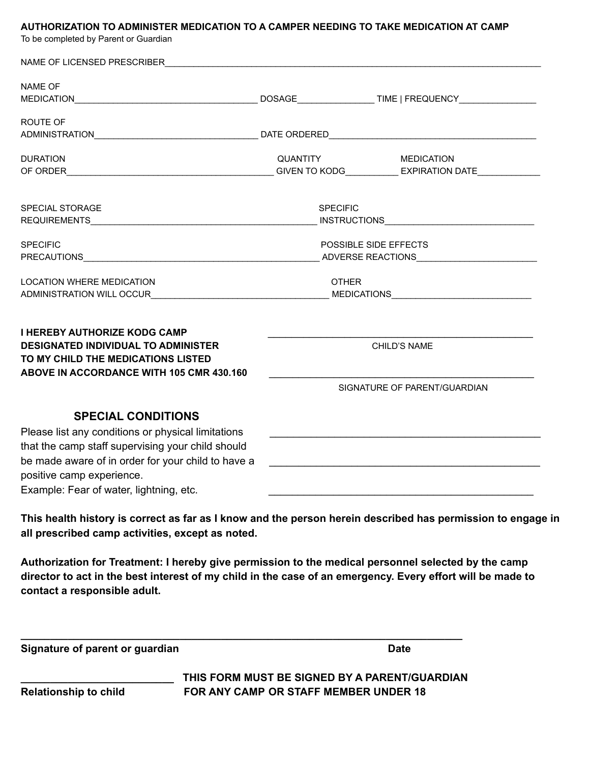**AUTHORIZATION TO ADMINISTER MEDICATION TO A CAMPER NEEDING TO TAKE MEDICATION AT CAMP**
To be completed by Parent or Guardian

NAME OF LICENSED PRESCRIBER______________________________________________________________________________

NAME OF MEDICATION_____________________________________ DOSAGE_______________ TIME | FREQUENCY_______________

ROUTE OF ADMINISTRATION_________________________________ DATE ORDERED___________________________________________

DURATION OF ORDER__________________________________________ QUANTITY GIVEN TO KODG__________ MEDICATION EXPIRATION DATE____________

SPECIAL STORAGE REQUIREMENTS______________________________________________ SPECIFIC INSTRUCTIONS______________________________

SPECIFIC PRECAUTIONS________________________________________________ POSSIBLE SIDE EFFECTS ADVERSE REACTIONS________________________

LOCATION WHERE MEDICATION ADMINISTRATION WILL OCCUR___________________________________ OTHER MEDICATIONS___________________________

**I HEREBY AUTHORIZE KODG CAMP DESIGNATED INDIVIDUAL TO ADMINISTER TO MY CHILD THE MEDICATIONS LISTED ABOVE IN ACCORDANCE WITH 105 CMR 430.160**

_________________________________________________
CHILD'S NAME

_________________________________________________
SIGNATURE OF PARENT/GUARDIAN

## SPECIAL CONDITIONS

Please list any conditions or physical limitations that the camp staff supervising your child should be made aware of in order for your child to have a positive camp experience.
Example: Fear of water, lightning, etc.

_________________________________________________

_________________________________________________

_________________________________________________

**This health history is correct as far as I know and the person herein described has permission to engage in all prescribed camp activities, except as noted.**

**Authorization for Treatment: I hereby give permission to the medical personnel selected by the camp director to act in the best interest of my child in the case of an emergency. Every effort will be made to contact a responsible adult.**

_____________________________________________________________________________
**Signature of parent or guardian** **Date**

_________________________
**Relationship to child**

**THIS FORM MUST BE SIGNED BY A PARENT/GUARDIAN FOR ANY CAMP OR STAFF MEMBER UNDER 18**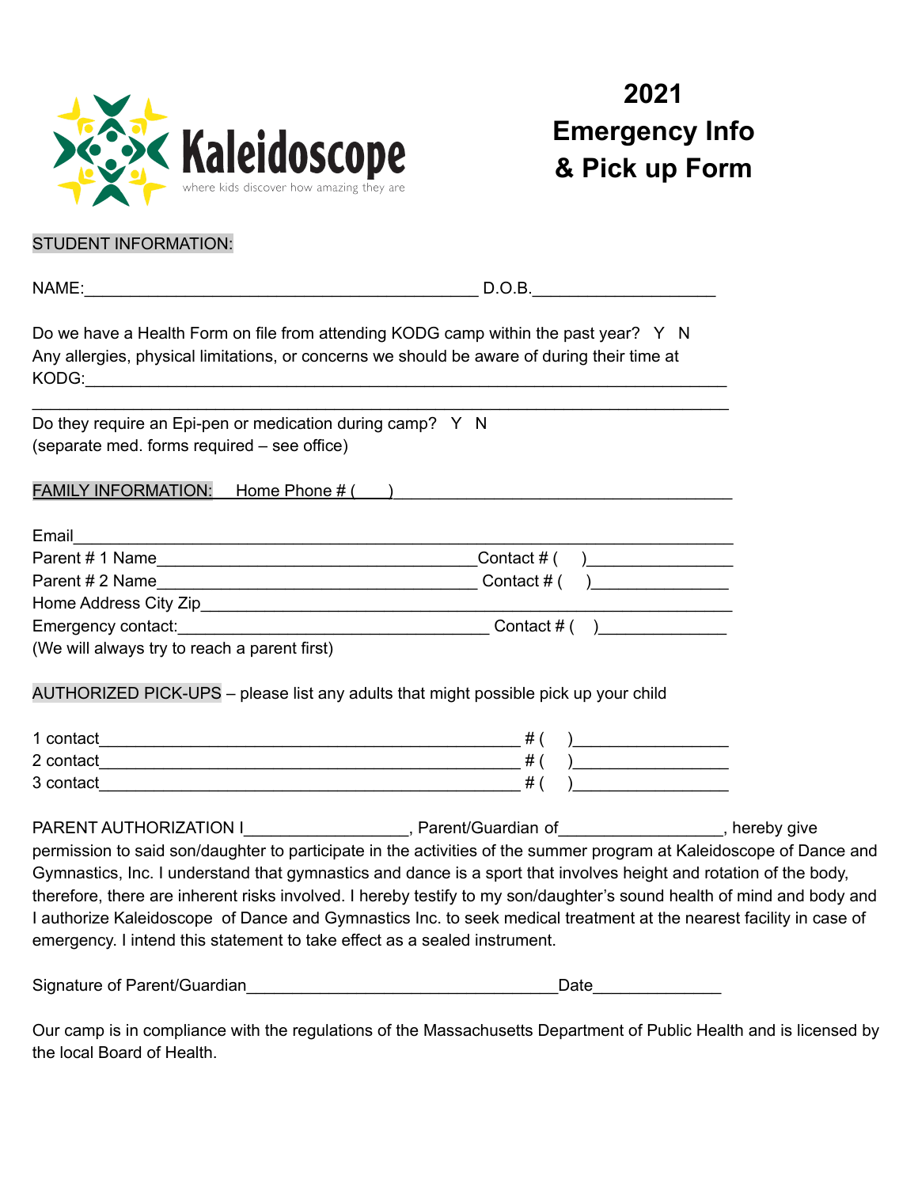Kaleidoscope
where kids discover how amazing they are

# 2021 Emergency Info & Pick up Form

STUDENT INFORMATION:

NAME:__________________________________________ D.O.B.___________________

Do we have a Health Form on file from attending KODG camp within the past year? Y N
Any allergies, physical limitations, or concerns we should be aware of during their time at KODG:______________________________________________________________________
_____________________________________________________________________________

Do they require an Epi-pen or medication during camp? Y N
(separate med. forms required – see office)

FAMILY INFORMATION: Home Phone # ( )____________________________________

Email_________________________________________________________________________
Parent # 1 Name___________________________________Contact # ( )_______________
Parent # 2 Name___________________________________ Contact # ( )_______________
Home Address City Zip_____________________________________________________________
Emergency contact:_________________________________ Contact # ( )_____________
(We will always try to reach a parent first)

AUTHORIZED PICK-UPS – please list any adults that might possible pick up your child

1 contact______________________________________________ # ( )________________
2 contact______________________________________________ # ( )________________
3 contact______________________________________________ # ( )________________

PARENT AUTHORIZATION I_________________, Parent/Guardian of_________________, hereby give permission to said son/daughter to participate in the activities of the summer program at Kaleidoscope of Dance and Gymnastics, Inc. I understand that gymnastics and dance is a sport that involves height and rotation of the body, therefore, there are inherent risks involved. I hereby testify to my son/daughter's sound health of mind and body and I authorize Kaleidoscope of Dance and Gymnastics Inc. to seek medical treatment at the nearest facility in case of emergency. I intend this statement to take effect as a sealed instrument.

Signature of Parent/Guardian__________________________________Date_____________

Our camp is in compliance with the regulations of the Massachusetts Department of Public Health and is licensed by the local Board of Health.